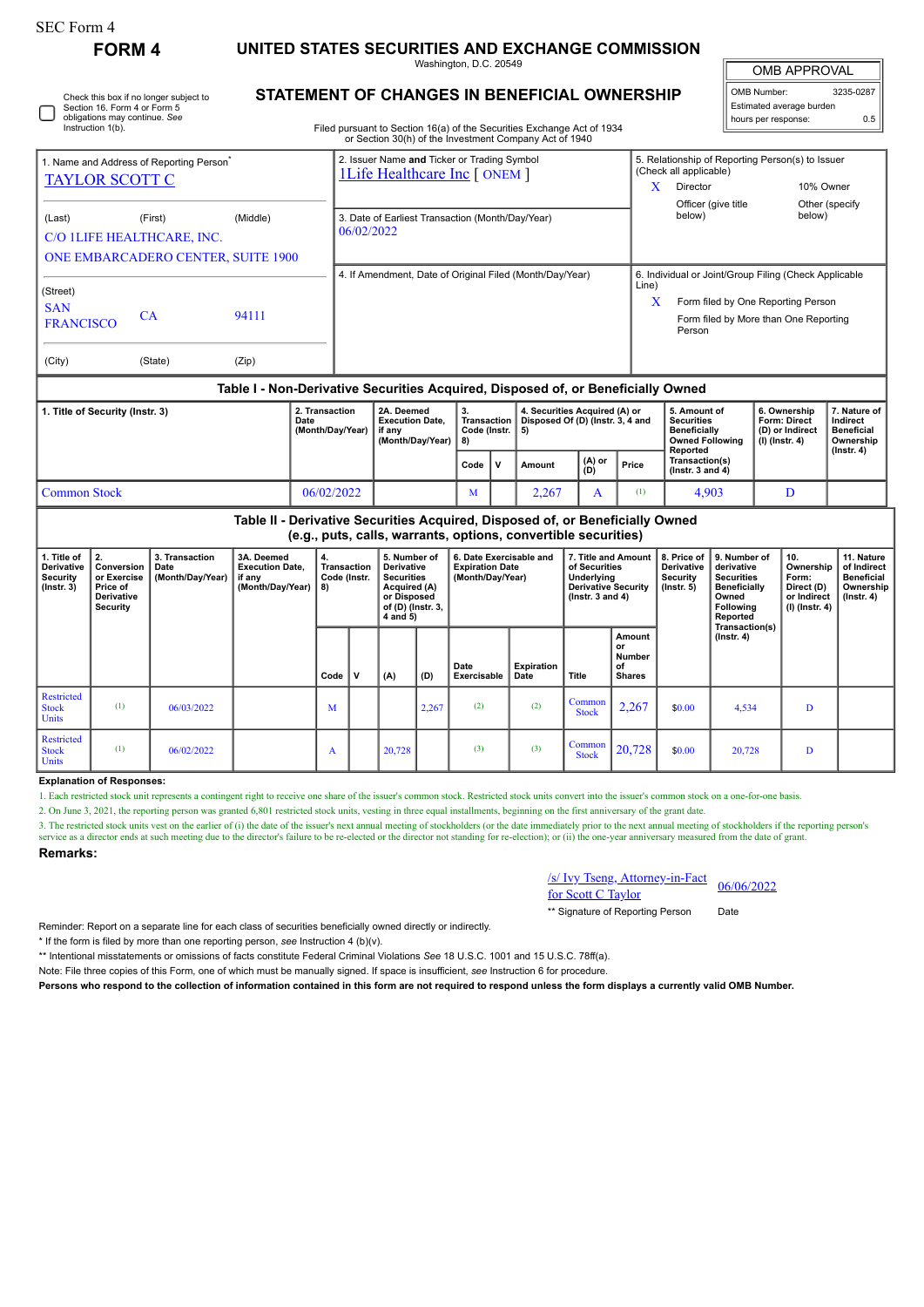SEC Form 4

**FORM 4**

# UNITED STATES SECURITIES AND EXCHANGE COMMISSION

Washington, D.C. 20549

## STATEMENT OF CHANGES IN BENEFICIAL OWNERSHIP

Filed pursuant to Section 16(a) of the Securities Exchange Act of 1934 or Section 30(h) of the Investment Company Act of 1940

| OMB APPROVAL | |
|---|---|
| OMB Number: | 3235-0287 |
| Estimated average burden | |
| hours per response: | 0.5 |

☐ Check this box if no longer subject to Section 16. Form 4 or Form 5 obligations may continue. *See* Instruction 1(b).

**1. Name and Address of Reporting Person***

TAYLOR SCOTT C

(Last) (First) (Middle)

C/O 1LIFE HEALTHCARE, INC.

ONE EMBARCADERO CENTER, SUITE 1900

(Street)

SAN FRANCISCO CA 94111

(City) (State) (Zip)

**2. Issuer Name and Ticker or Trading Symbol**

1Life Healthcare Inc [ ONEM ]

**3. Date of Earliest Transaction (Month/Day/Year)**

06/02/2022

**4. If Amendment, Date of Original Filed (Month/Day/Year)**

**5. Relationship of Reporting Person(s) to Issuer (Check all applicable)**

X Director

10% Owner

Officer (give title below)

Other (specify below)

**6. Individual or Joint/Group Filing (Check Applicable Line)**

X Form filed by One Reporting Person

Form filed by More than One Reporting Person

### Table I - Non-Derivative Securities Acquired, Disposed of, or Beneficially Owned

| 1. Title of Security (Instr. 3) | 2. Transaction Date (Month/Day/Year) | 2A. Deemed Execution Date, if any (Month/Day/Year) | 3. Transaction Code (Instr. 8) | | 4. Securities Acquired (A) or Disposed Of (D) (Instr. 3, 4 and 5) | | | 5. Amount of Securities Beneficially Owned Following Reported Transaction(s) (Instr. 3 and 4) | 6. Ownership Form: Direct (D) or Indirect (I) (Instr. 4) | 7. Nature of Indirect Beneficial Ownership (Instr. 4) |
|---|---|---|---|---|---|---|---|---|---|---|
| | | | Code | V | Amount | (A) or (D) | Price | | | |
| Common Stock | 06/02/2022 | | M | | 2,267 | A | (1) | 4,903 | D | |

### Table II - Derivative Securities Acquired, Disposed of, or Beneficially Owned (e.g., puts, calls, warrants, options, convertible securities)

| 1. Title of Derivative Security (Instr. 3) | 2. Conversion or Exercise Price of Derivative Security | 3. Transaction Date (Month/Day/Year) | 3A. Deemed Execution Date, if any (Month/Day/Year) | 4. Transaction Code (Instr. 8) | | 5. Number of Derivative Securities Acquired (A) or Disposed of (D) (Instr. 3, 4 and 5) | | 6. Date Exercisable and Expiration Date (Month/Day/Year) | | 7. Title and Amount of Securities Underlying Derivative Security (Instr. 3 and 4) | | 8. Price of Derivative Security (Instr. 5) | 9. Number of derivative Securities Beneficially Owned Following Reported Transaction(s) (Instr. 4) | 10. Ownership Form: Direct (D) or Indirect (I) (Instr. 4) | 11. Nature of Indirect Beneficial Ownership (Instr. 4) |
|---|---|---|---|---|---|---|---|---|---|---|---|---|---|---|---|
| | | | | Code | V | (A) | (D) | Date Exercisable | Expiration Date | Title | Amount or Number of Shares | | | | |
| Restricted Stock Units | (1) | 06/03/2022 | | M | | | 2,267 | (2) | (2) | Common Stock | 2,267 | $0.00 | 4,534 | D | |
| Restricted Stock Units | (1) | 06/02/2022 | | A | | 20,728 | | (3) | (3) | Common Stock | 20,728 | $0.00 | 20,728 | D | |

**Explanation of Responses:**

1. Each restricted stock unit represents a contingent right to receive one share of the issuer's common stock. Restricted stock units convert into the issuer's common stock on a one-for-one basis.

2. On June 3, 2021, the reporting person was granted 6,801 restricted stock units, vesting in three equal installments, beginning on the first anniversary of the grant date.

3. The restricted stock units vest on the earlier of (i) the date of the issuer's next annual meeting of stockholders (or the date immediately prior to the next annual meeting of stockholders if the reporting person's service as a director ends at such meeting due to the director's failure to be re-elected or the director not standing for re-election); or (ii) the one-year anniversary measured from the date of grant.

**Remarks:**

/s/ Ivy Tseng, Attorney-in-Fact for Scott C Taylor — 06/06/2022

** Signature of Reporting Person — Date

Reminder: Report on a separate line for each class of securities beneficially owned directly or indirectly.

* If the form is filed by more than one reporting person, *see* Instruction 4 (b)(v).

** Intentional misstatements or omissions of facts constitute Federal Criminal Violations *See* 18 U.S.C. 1001 and 15 U.S.C. 78ff(a).

Note: File three copies of this Form, one of which must be manually signed. If space is insufficient, *see* Instruction 6 for procedure.

**Persons who respond to the collection of information contained in this form are not required to respond unless the form displays a currently valid OMB Number.**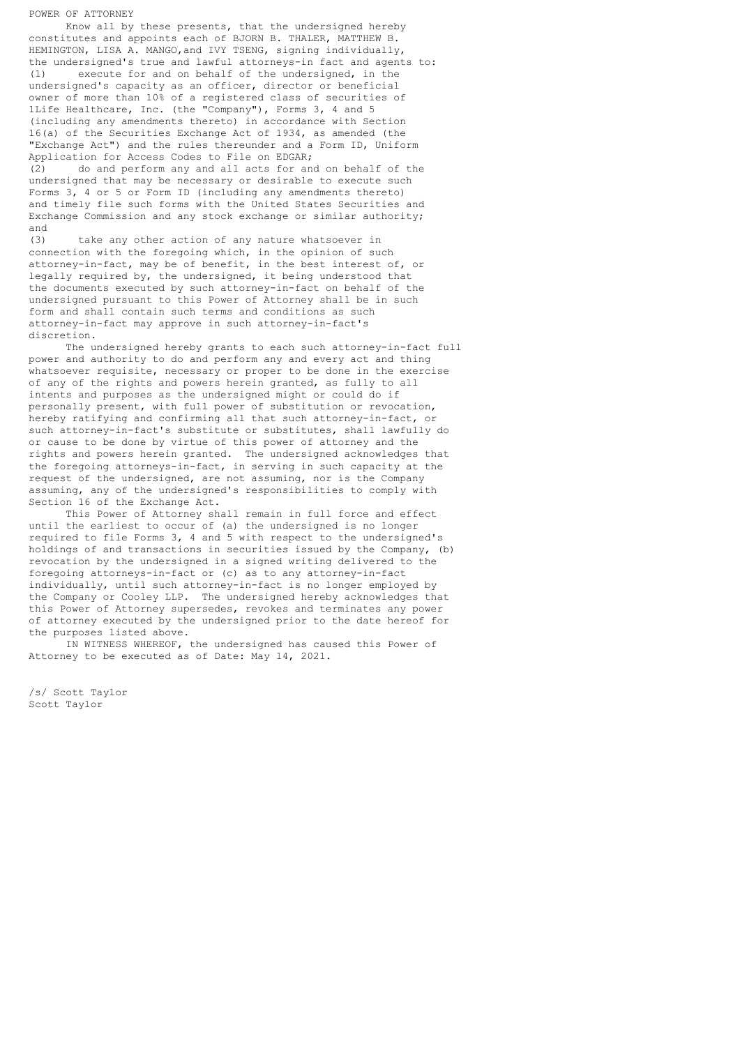# POWER OF ATTORNEY

Know all by these presents, that the undersigned hereby constitutes and appoints each of BJORN B. THALER, MATTHEW B. HEMINGTON, LISA A. MANGO,and IVY TSENG, signing individually, the undersigned's true and lawful attorneys-in fact and agents to:

(1) execute for and on behalf of the undersigned, in the undersigned's capacity as an officer, director or beneficial owner of more than 10% of a registered class of securities of 1Life Healthcare, Inc. (the "Company"), Forms 3, 4 and 5 (including any amendments thereto) in accordance with Section 16(a) of the Securities Exchange Act of 1934, as amended (the "Exchange Act") and the rules thereunder and a Form ID, Uniform Application for Access Codes to File on EDGAR;

(2) do and perform any and all acts for and on behalf of the undersigned that may be necessary or desirable to execute such Forms 3, 4 or 5 or Form ID (including any amendments thereto) and timely file such forms with the United States Securities and Exchange Commission and any stock exchange or similar authority; and

(3) take any other action of any nature whatsoever in connection with the foregoing which, in the opinion of such attorney-in-fact, may be of benefit, in the best interest of, or legally required by, the undersigned, it being understood that the documents executed by such attorney-in-fact on behalf of the undersigned pursuant to this Power of Attorney shall be in such form and shall contain such terms and conditions as such attorney-in-fact may approve in such attorney-in-fact's discretion.

The undersigned hereby grants to each such attorney-in-fact full power and authority to do and perform any and every act and thing whatsoever requisite, necessary or proper to be done in the exercise of any of the rights and powers herein granted, as fully to all intents and purposes as the undersigned might or could do if personally present, with full power of substitution or revocation, hereby ratifying and confirming all that such attorney-in-fact, or such attorney-in-fact's substitute or substitutes, shall lawfully do or cause to be done by virtue of this power of attorney and the rights and powers herein granted. The undersigned acknowledges that the foregoing attorneys-in-fact, in serving in such capacity at the request of the undersigned, are not assuming, nor is the Company assuming, any of the undersigned's responsibilities to comply with Section 16 of the Exchange Act.

This Power of Attorney shall remain in full force and effect until the earliest to occur of (a) the undersigned is no longer required to file Forms 3, 4 and 5 with respect to the undersigned's holdings of and transactions in securities issued by the Company, (b) revocation by the undersigned in a signed writing delivered to the foregoing attorneys-in-fact or (c) as to any attorney-in-fact individually, until such attorney-in-fact is no longer employed by the Company or Cooley LLP. The undersigned hereby acknowledges that this Power of Attorney supersedes, revokes and terminates any power of attorney executed by the undersigned prior to the date hereof for the purposes listed above.

IN WITNESS WHEREOF, the undersigned has caused this Power of Attorney to be executed as of Date: May 14, 2021.

/s/ Scott Taylor
Scott Taylor